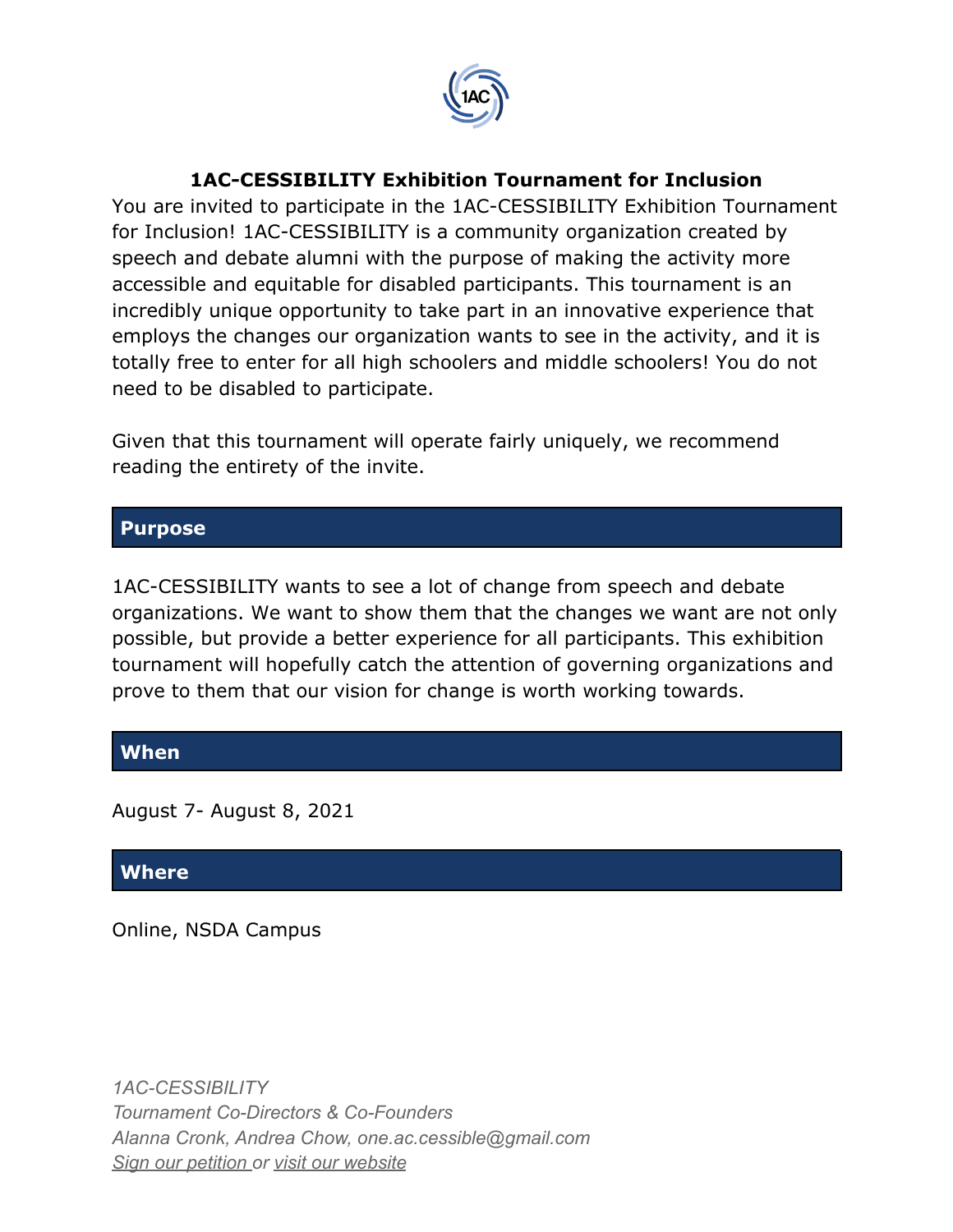# 1AC-CESSIBILITY Exhibition Tournament for Inclusion

You are invited to participate in the 1AC-CESSIBILITY Exhibition Tournament for Inclusion! 1AC-CESSIBILITY is a community organization created by speech and debate alumni with the purpose of making the activity more accessible and equitable for disabled participants. This tournament is an incredibly unique opportunity to take part in an innovative experience that employs the changes our organization wants to see in the activity, and it is totally free to enter for all high schoolers and middle schoolers! You do not need to be disabled to participate.

Given that this tournament will operate fairly uniquely, we recommend reading the entirety of the invite.

## Purpose

1AC-CESSIBILITY wants to see a lot of change from speech and debate organizations. We want to show them that the changes we want are not only possible, but provide a better experience for all participants. This exhibition tournament will hopefully catch the attention of governing organizations and prove to them that our vision for change is worth working towards.

## When

August 7- August 8, 2021

## Where

Online, NSDA Campus

*1AC-CESSIBILITY*
*Tournament Co-Directors & Co-Founders*
*Alanna Cronk, Andrea Chow, one.ac.cessible@gmail.com*
*Sign our petition or visit our website*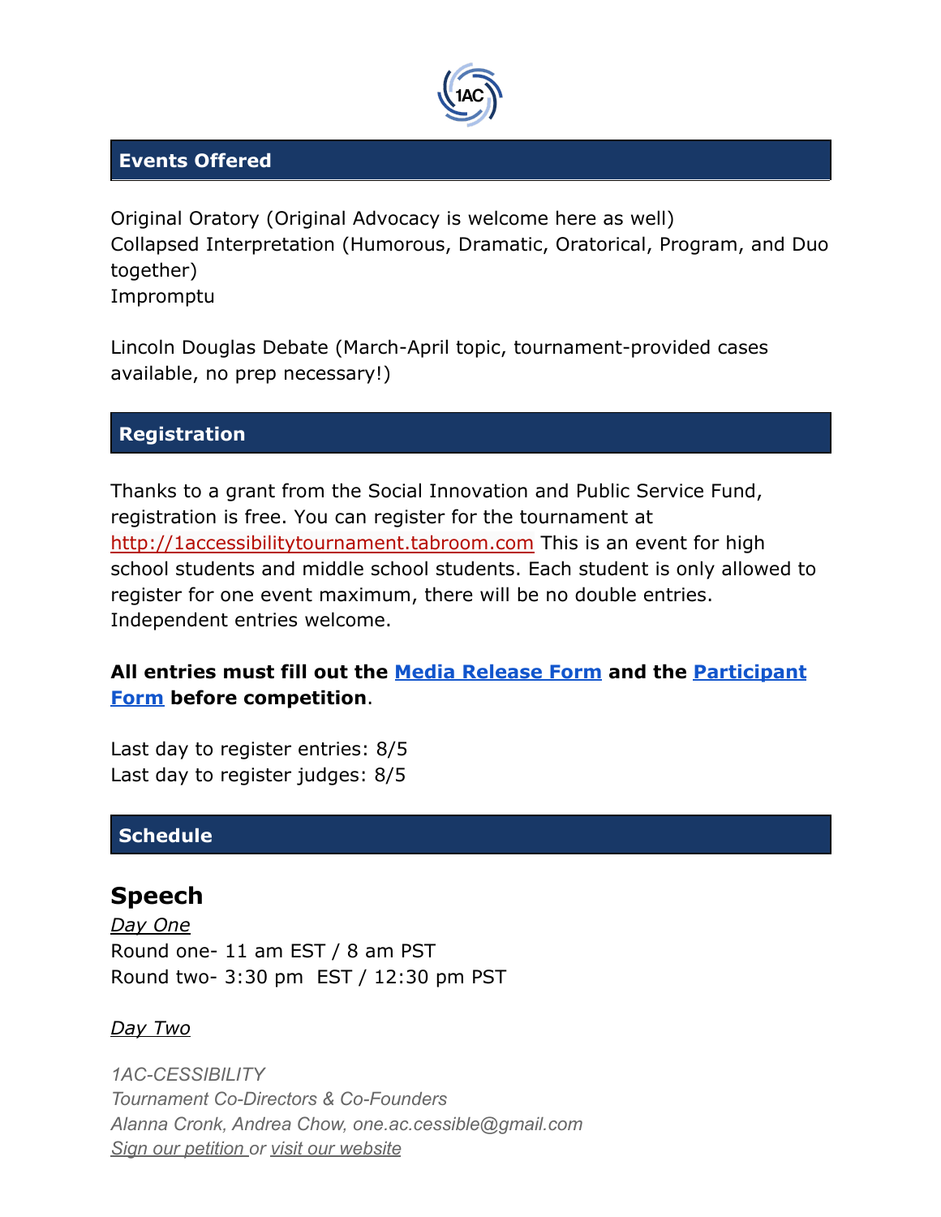## Events Offered

Original Oratory (Original Advocacy is welcome here as well)
Collapsed Interpretation (Humorous, Dramatic, Oratorical, Program, and Duo together)
Impromptu

Lincoln Douglas Debate (March-April topic, tournament-provided cases available, no prep necessary!)

## Registration

Thanks to a grant from the Social Innovation and Public Service Fund, registration is free. You can register for the tournament at [http://1accessibilitytournament.tabroom.com](http://1accessibilitytournament.tabroom.com) This is an event for high school students and middle school students. Each student is only allowed to register for one event maximum, there will be no double entries. Independent entries welcome.

**All entries must fill out the Media Release Form and the Participant Form before competition**.

Last day to register entries: 8/5
Last day to register judges: 8/5

## Schedule

### Speech

*Day One*
Round one- 11 am EST / 8 am PST
Round two- 3:30 pm EST / 12:30 pm PST

*Day Two*

*1AC-CESSIBILITY*
*Tournament Co-Directors & Co-Founders*
*Alanna Cronk, Andrea Chow, one.ac.cessible@gmail.com*
*Sign our petition or visit our website*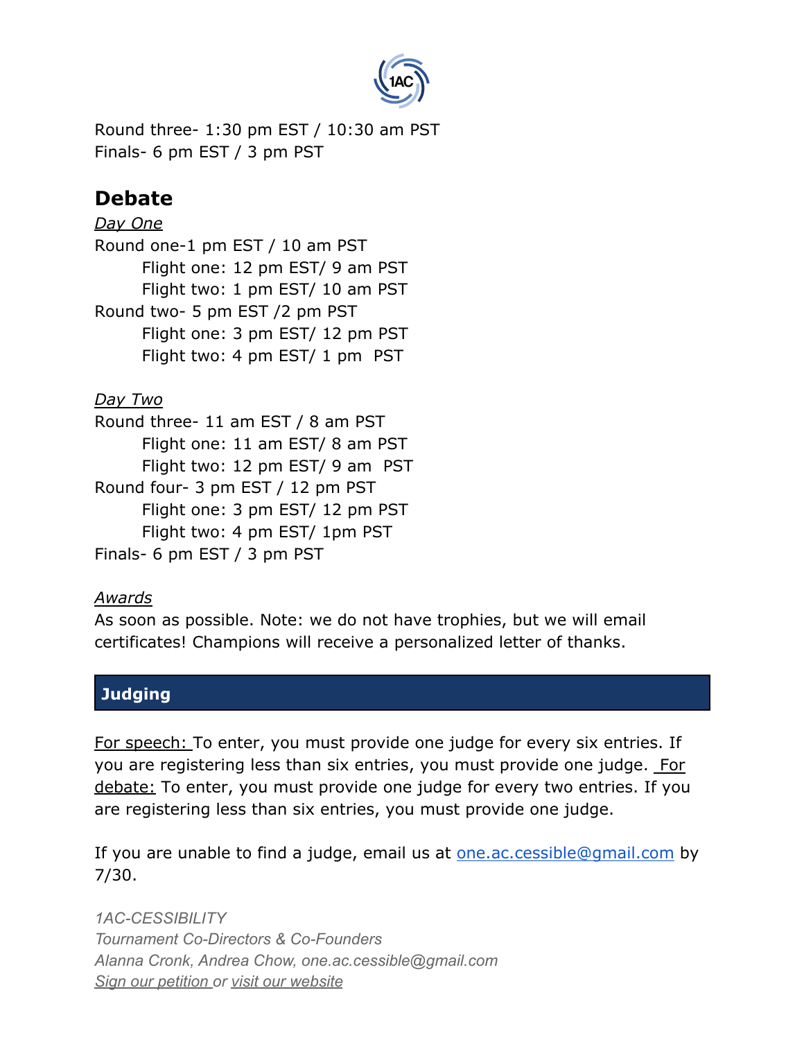Round three- 1:30 pm EST / 10:30 am PST
Finals- 6 pm EST / 3 pm PST

## Debate

*Day One*

Round one-1 pm EST / 10 am PST
- Flight one: 12 pm EST/ 9 am PST
- Flight two: 1 pm EST/ 10 am PST

Round two- 5 pm EST /2 pm PST
- Flight one: 3 pm EST/ 12 pm PST
- Flight two: 4 pm EST/ 1 pm PST

*Day Two*

Round three- 11 am EST / 8 am PST
- Flight one: 11 am EST/ 8 am PST
- Flight two: 12 pm EST/ 9 am PST

Round four- 3 pm EST / 12 pm PST
- Flight one: 3 pm EST/ 12 pm PST
- Flight two: 4 pm EST/ 1pm PST

Finals- 6 pm EST / 3 pm PST

*Awards*

As soon as possible. Note: we do not have trophies, but we will email certificates! Champions will receive a personalized letter of thanks.

## Judging

For speech: To enter, you must provide one judge for every six entries. If you are registering less than six entries, you must provide one judge. For debate: To enter, you must provide one judge for every two entries. If you are registering less than six entries, you must provide one judge.

If you are unable to find a judge, email us at one.ac.cessible@gmail.com by 7/30.

*1AC-CESSIBILITY*
*Tournament Co-Directors & Co-Founders*
*Alanna Cronk, Andrea Chow, one.ac.cessible@gmail.com*
*Sign our petition or visit our website*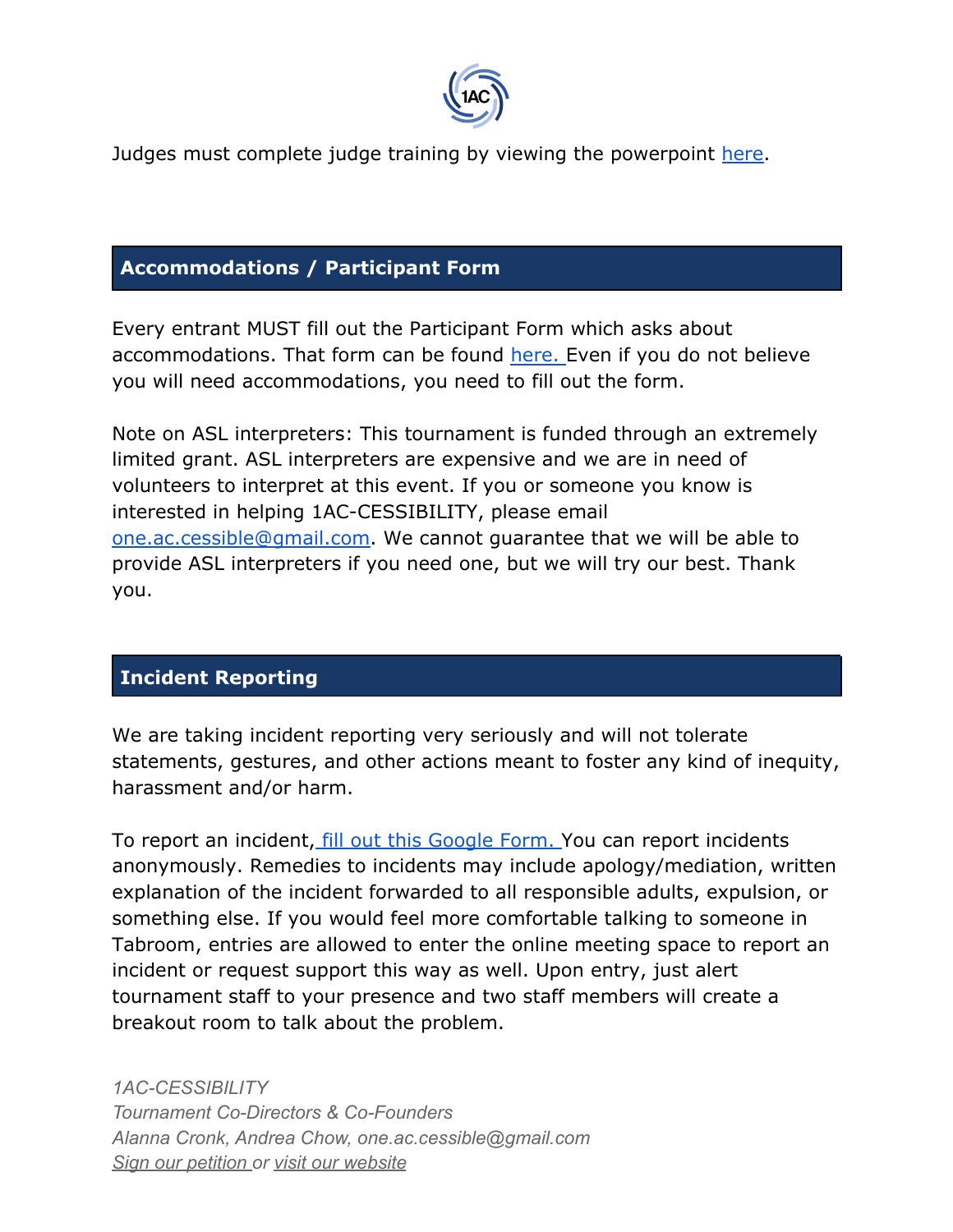Judges must complete judge training by viewing the powerpoint [here](#).

## Accommodations / Participant Form

Every entrant MUST fill out the Participant Form which asks about accommodations. That form can be found [here.](#) Even if you do not believe you will need accommodations, you need to fill out the form.

Note on ASL interpreters: This tournament is funded through an extremely limited grant. ASL interpreters are expensive and we are in need of volunteers to interpret at this event. If you or someone you know is interested in helping 1AC-CESSIBILITY, please email [one.ac.cessible@gmail.com](mailto:one.ac.cessible@gmail.com). We cannot guarantee that we will be able to provide ASL interpreters if you need one, but we will try our best. Thank you.

## Incident Reporting

We are taking incident reporting very seriously and will not tolerate statements, gestures, and other actions meant to foster any kind of inequity, harassment and/or harm.

To report an incident, [fill out this Google Form.](#) You can report incidents anonymously. Remedies to incidents may include apology/mediation, written explanation of the incident forwarded to all responsible adults, expulsion, or something else. If you would feel more comfortable talking to someone in Tabroom, entries are allowed to enter the online meeting space to report an incident or request support this way as well. Upon entry, just alert tournament staff to your presence and two staff members will create a breakout room to talk about the problem.

*1AC-CESSIBILITY*
*Tournament Co-Directors & Co-Founders*
*Alanna Cronk, Andrea Chow, one.ac.cessible@gmail.com*
*[Sign our petition](#) or [visit our website](#)*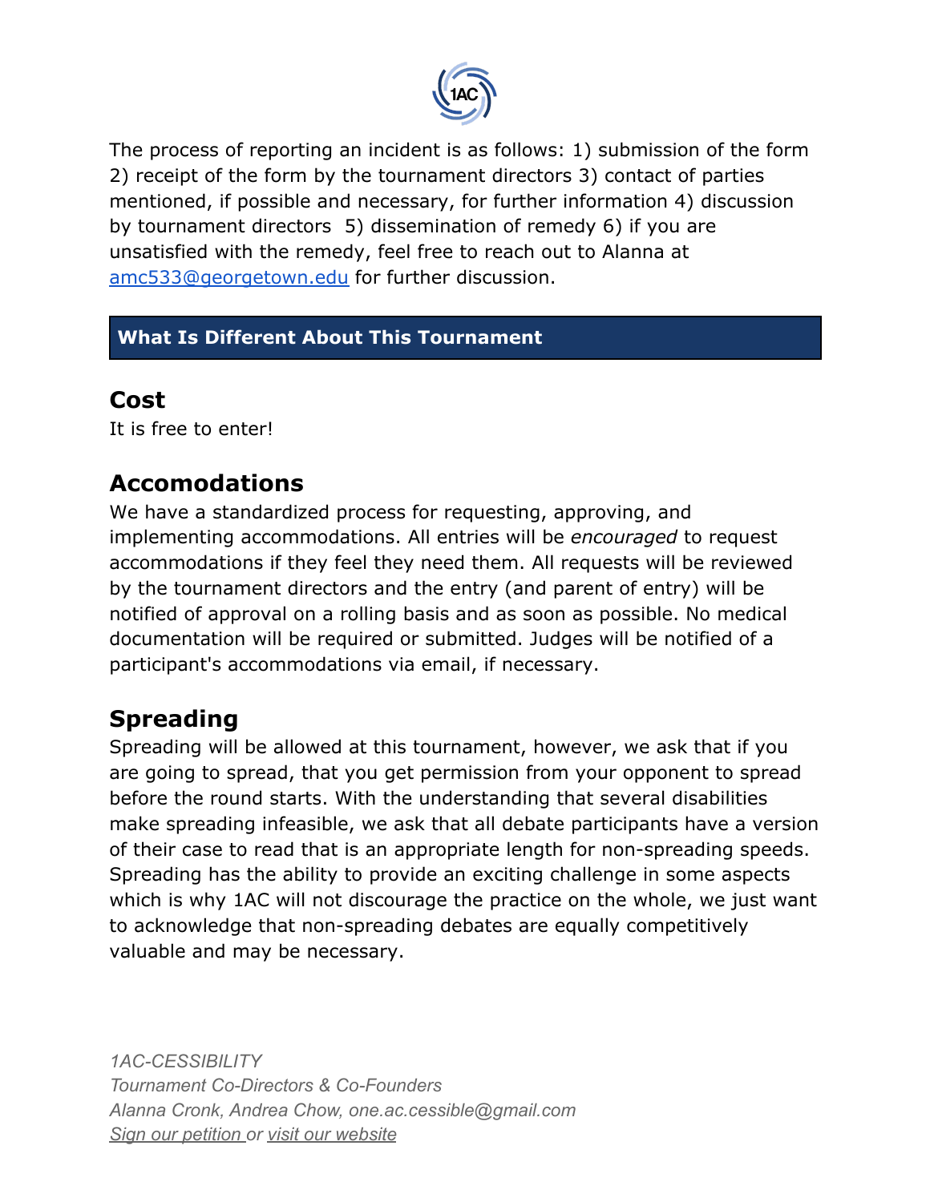The process of reporting an incident is as follows: 1) submission of the form 2) receipt of the form by the tournament directors 3) contact of parties mentioned, if possible and necessary, for further information 4) discussion by tournament directors 5) dissemination of remedy 6) if you are unsatisfied with the remedy, feel free to reach out to Alanna at [amc533@georgetown.edu](mailto:amc533@georgetown.edu) for further discussion.

## What Is Different About This Tournament

### Cost

It is free to enter!

### Accomodations

We have a standardized process for requesting, approving, and implementing accommodations. All entries will be *encouraged* to request accommodations if they feel they need them. All requests will be reviewed by the tournament directors and the entry (and parent of entry) will be notified of approval on a rolling basis and as soon as possible. No medical documentation will be required or submitted. Judges will be notified of a participant's accommodations via email, if necessary.

### Spreading

Spreading will be allowed at this tournament, however, we ask that if you are going to spread, that you get permission from your opponent to spread before the round starts. With the understanding that several disabilities make spreading infeasible, we ask that all debate participants have a version of their case to read that is an appropriate length for non-spreading speeds. Spreading has the ability to provide an exciting challenge in some aspects which is why 1AC will not discourage the practice on the whole, we just want to acknowledge that non-spreading debates are equally competitively valuable and may be necessary.

*1AC-CESSIBILITY*
*Tournament Co-Directors & Co-Founders*
*Alanna Cronk, Andrea Chow, one.ac.cessible@gmail.com*
*Sign our petition or visit our website*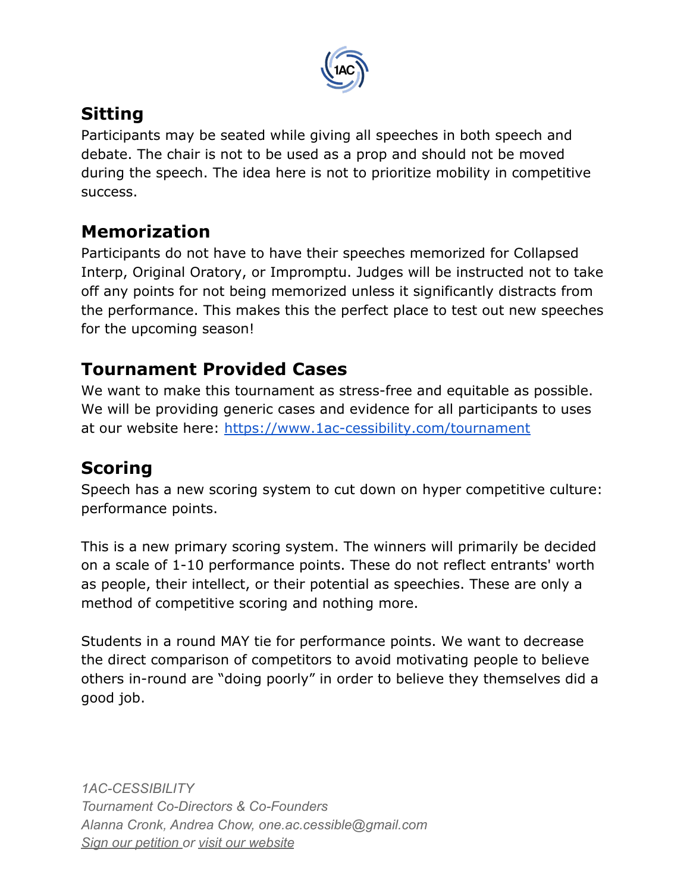## Sitting

Participants may be seated while giving all speeches in both speech and debate. The chair is not to be used as a prop and should not be moved during the speech. The idea here is not to prioritize mobility in competitive success.

## Memorization

Participants do not have to have their speeches memorized for Collapsed Interp, Original Oratory, or Impromptu. Judges will be instructed not to take off any points for not being memorized unless it significantly distracts from the performance. This makes this the perfect place to test out new speeches for the upcoming season!

## Tournament Provided Cases

We want to make this tournament as stress-free and equitable as possible. We will be providing generic cases and evidence for all participants to uses at our website here: [https://www.1ac-cessibility.com/tournament](https://www.1ac-cessibility.com/tournament)

## Scoring

Speech has a new scoring system to cut down on hyper competitive culture: performance points.

This is a new primary scoring system. The winners will primarily be decided on a scale of 1-10 performance points. These do not reflect entrants' worth as people, their intellect, or their potential as speechies. These are only a method of competitive scoring and nothing more.

Students in a round MAY tie for performance points. We want to decrease the direct comparison of competitors to avoid motivating people to believe others in-round are “doing poorly” in order to believe they themselves did a good job.

*1AC-CESSIBILITY*
*Tournament Co-Directors & Co-Founders*
*Alanna Cronk, Andrea Chow, one.ac.cessible@gmail.com*
*Sign our petition or visit our website*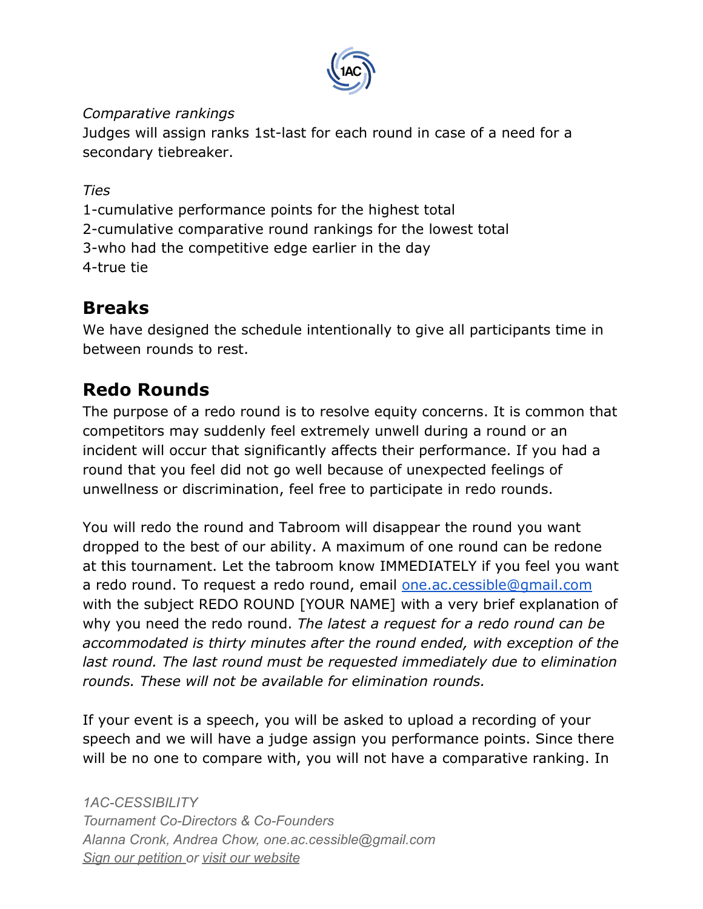*Comparative rankings*
Judges will assign ranks 1st-last for each round in case of a need for a secondary tiebreaker.

*Ties*
1-cumulative performance points for the highest total
2-cumulative comparative round rankings for the lowest total
3-who had the competitive edge earlier in the day
4-true tie

## Breaks

We have designed the schedule intentionally to give all participants time in between rounds to rest.

## Redo Rounds

The purpose of a redo round is to resolve equity concerns. It is common that competitors may suddenly feel extremely unwell during a round or an incident will occur that significantly affects their performance. If you had a round that you feel did not go well because of unexpected feelings of unwellness or discrimination, feel free to participate in redo rounds.

You will redo the round and Tabroom will disappear the round you want dropped to the best of our ability. A maximum of one round can be redone at this tournament. Let the tabroom know IMMEDIATELY if you feel you want a redo round. To request a redo round, email one.ac.cessible@gmail.com with the subject REDO ROUND [YOUR NAME] with a very brief explanation of why you need the redo round. *The latest a request for a redo round can be accommodated is thirty minutes after the round ended, with exception of the last round. The last round must be requested immediately due to elimination rounds. These will not be available for elimination rounds.*

If your event is a speech, you will be asked to upload a recording of your speech and we will have a judge assign you performance points. Since there will be no one to compare with, you will not have a comparative ranking. In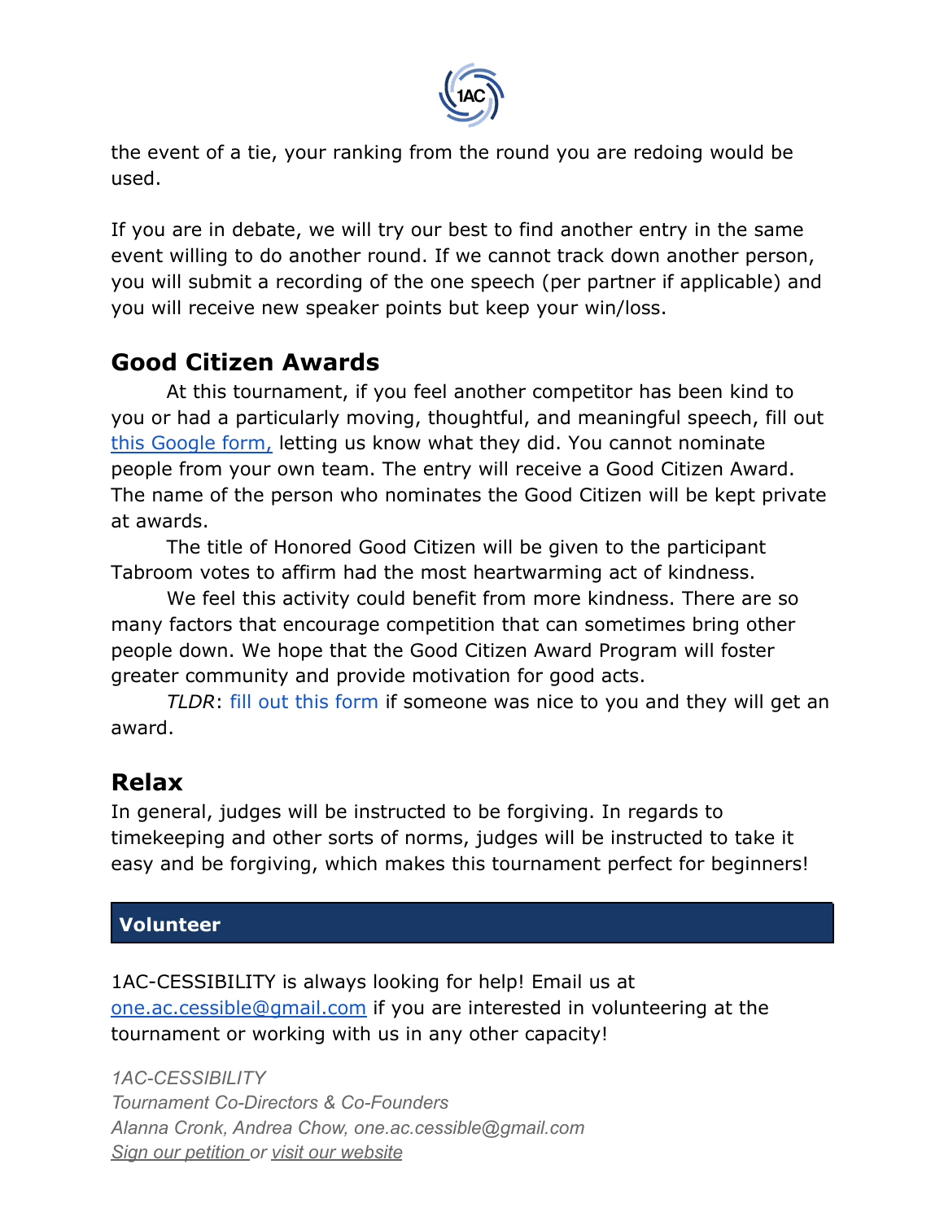the event of a tie, your ranking from the round you are redoing would be used.

If you are in debate, we will try our best to find another entry in the same event willing to do another round. If we cannot track down another person, you will submit a recording of the one speech (per partner if applicable) and you will receive new speaker points but keep your win/loss.

## Good Citizen Awards

At this tournament, if you feel another competitor has been kind to you or had a particularly moving, thoughtful, and meaningful speech, fill out this Google form, letting us know what they did. You cannot nominate people from your own team. The entry will receive a Good Citizen Award. The name of the person who nominates the Good Citizen will be kept private at awards.

The title of Honored Good Citizen will be given to the participant Tabroom votes to affirm had the most heartwarming act of kindness.

We feel this activity could benefit from more kindness. There are so many factors that encourage competition that can sometimes bring other people down. We hope that the Good Citizen Award Program will foster greater community and provide motivation for good acts.

*TLDR*: fill out this form if someone was nice to you and they will get an award.

## Relax

In general, judges will be instructed to be forgiving. In regards to timekeeping and other sorts of norms, judges will be instructed to take it easy and be forgiving, which makes this tournament perfect for beginners!

## Volunteer

1AC-CESSIBILITY is always looking for help! Email us at one.ac.cessible@gmail.com if you are interested in volunteering at the tournament or working with us in any other capacity!

*1AC-CESSIBILITY*
*Tournament Co-Directors & Co-Founders*
*Alanna Cronk, Andrea Chow, one.ac.cessible@gmail.com*
*Sign our petition or visit our website*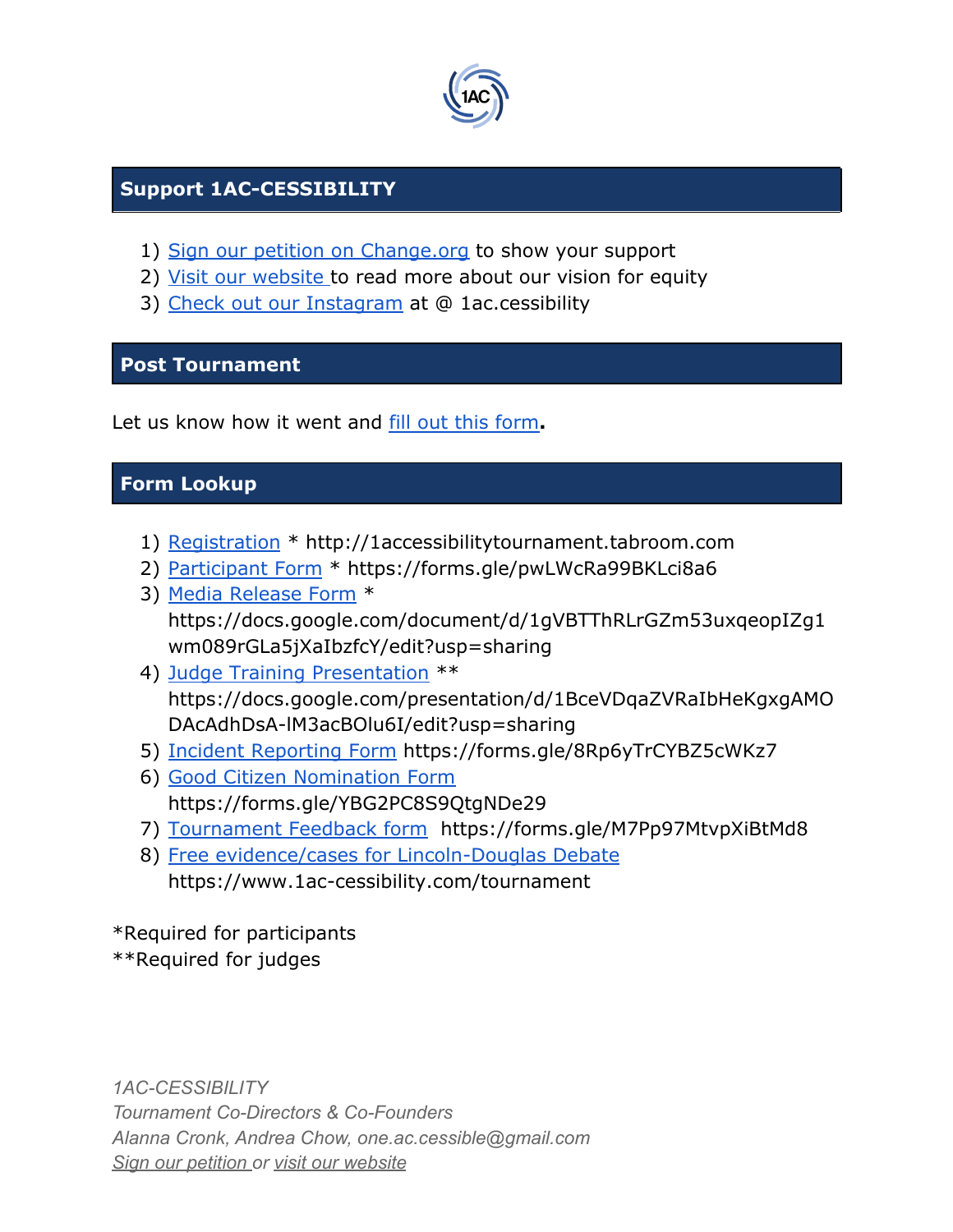## Support 1AC-CESSIBILITY

1) Sign our petition on Change.org to show your support
2) Visit our website to read more about our vision for equity
3) Check out our Instagram at @ 1ac.cessibility

## Post Tournament

Let us know how it went and fill out this form**.**

## Form Lookup

1) Registration * http://1accessibilitytournament.tabroom.com
2) Participant Form * https://forms.gle/pwLWcRa99BKLci8a6
3) Media Release Form * https://docs.google.com/document/d/1gVBTThRLrGZm53uxqeopIZg1wm089rGLa5jXaIbzfcY/edit?usp=sharing
4) Judge Training Presentation ** https://docs.google.com/presentation/d/1BceVDqaZVRaIbHeKgxgAMODAcAdhDsA-lM3acBOlu6I/edit?usp=sharing
5) Incident Reporting Form https://forms.gle/8Rp6yTrCYBZ5cWKz7
6) Good Citizen Nomination Form https://forms.gle/YBG2PC8S9QtgNDe29
7) Tournament Feedback form https://forms.gle/M7Pp97MtvpXiBtMd8
8) Free evidence/cases for Lincoln-Douglas Debate https://www.1ac-cessibility.com/tournament

*Required for participants
**Required for judges

*1AC-CESSIBILITY*
*Tournament Co-Directors & Co-Founders*
*Alanna Cronk, Andrea Chow, one.ac.cessible@gmail.com*
*Sign our petition or visit our website*